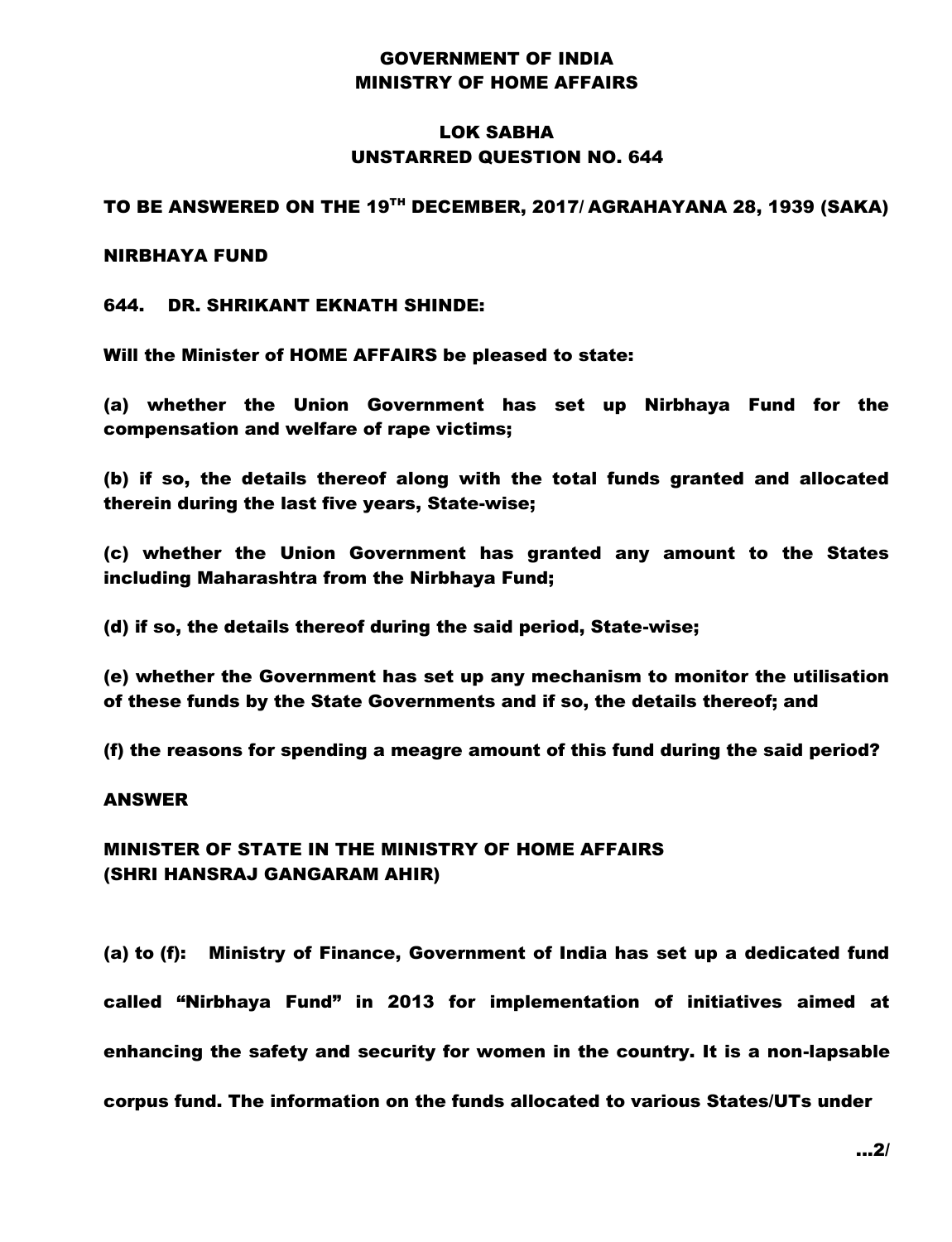**GOVERNMENT OF INDIA**
**MINISTRY OF HOME AFFAIRS**

**LOK SABHA**
**UNSTARRED QUESTION NO. 644**

**TO BE ANSWERED ON THE 19TH DECEMBER, 2017/ AGRAHAYANA 28, 1939 (SAKA)**

**NIRBHAYA FUND**

**644. DR. SHRIKANT EKNATH SHINDE:**

**Will the Minister of HOME AFFAIRS be pleased to state:**

**(a) whether the Union Government has set up Nirbhaya Fund for the compensation and welfare of rape victims;**

**(b) if so, the details thereof along with the total funds granted and allocated therein during the last five years, State-wise;**

**(c) whether the Union Government has granted any amount to the States including Maharashtra from the Nirbhaya Fund;**

**(d) if so, the details thereof during the said period, State-wise;**

**(e) whether the Government has set up any mechanism to monitor the utilisation of these funds by the State Governments and if so, the details thereof; and**

**(f) the reasons for spending a meagre amount of this fund during the said period?**

**ANSWER**

**MINISTER OF STATE IN THE MINISTRY OF HOME AFFAIRS**
**(SHRI HANSRAJ GANGARAM AHIR)**

**(a) to (f): Ministry of Finance, Government of India has set up a dedicated fund called "Nirbhaya Fund" in 2013 for implementation of initiatives aimed at enhancing the safety and security for women in the country. It is a non-lapsable corpus fund. The information on the funds allocated to various States/UTs under**

**...2/**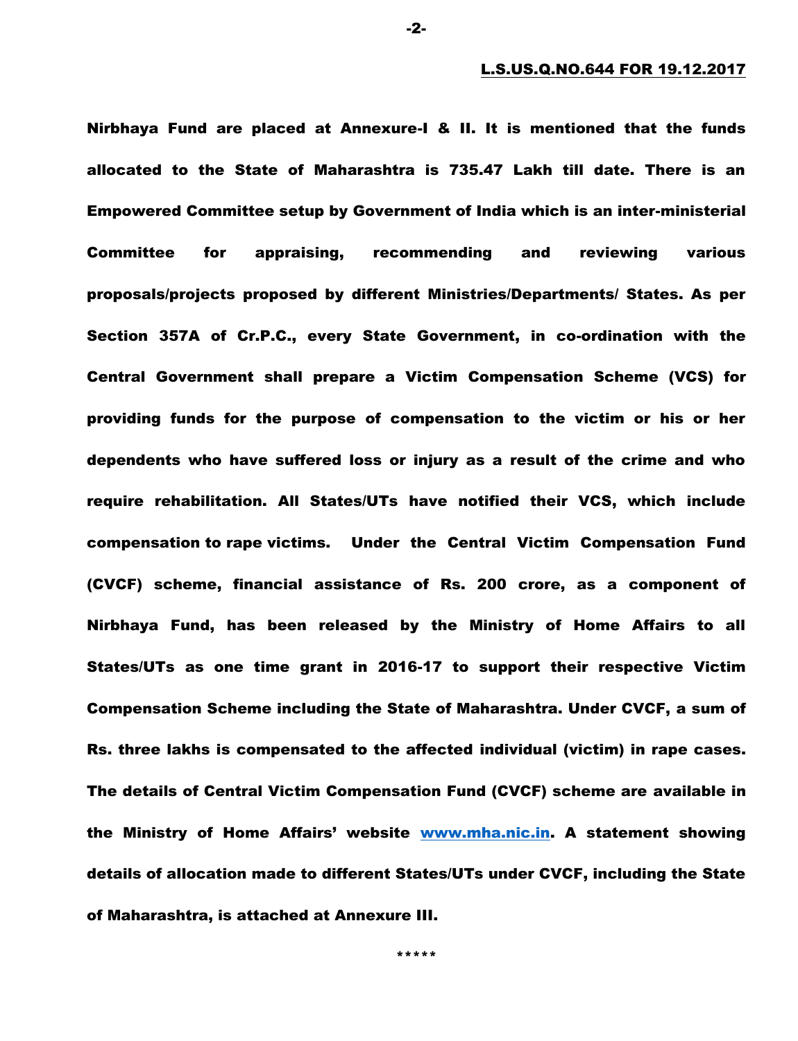**L.S.US.Q.NO.644 FOR 19.12.2017**

**Nirbhaya Fund are placed at Annexure-I & II. It is mentioned that the funds allocated to the State of Maharashtra is 735.47 Lakh till date. There is an Empowered Committee setup by Government of India which is an inter-ministerial Committee for appraising, recommending and reviewing various proposals/projects proposed by different Ministries/Departments/ States. As per Section 357A of Cr.P.C., every State Government, in co-ordination with the Central Government shall prepare a Victim Compensation Scheme (VCS) for providing funds for the purpose of compensation to the victim or his or her dependents who have suffered loss or injury as a result of the crime and who require rehabilitation. All States/UTs have notified their VCS, which include compensation to rape victims. Under the Central Victim Compensation Fund (CVCF) scheme, financial assistance of Rs. 200 crore, as a component of Nirbhaya Fund, has been released by the Ministry of Home Affairs to all States/UTs as one time grant in 2016-17 to support their respective Victim Compensation Scheme including the State of Maharashtra. Under CVCF, a sum of Rs. three lakhs is compensated to the affected individual (victim) in rape cases. The details of Central Victim Compensation Fund (CVCF) scheme are available in the Ministry of Home Affairs' website [www.mha.nic.in](http://www.mha.nic.in). A statement showing details of allocation made to different States/UTs under CVCF, including the State of Maharashtra, is attached at Annexure III.**

\*\*\*\*\*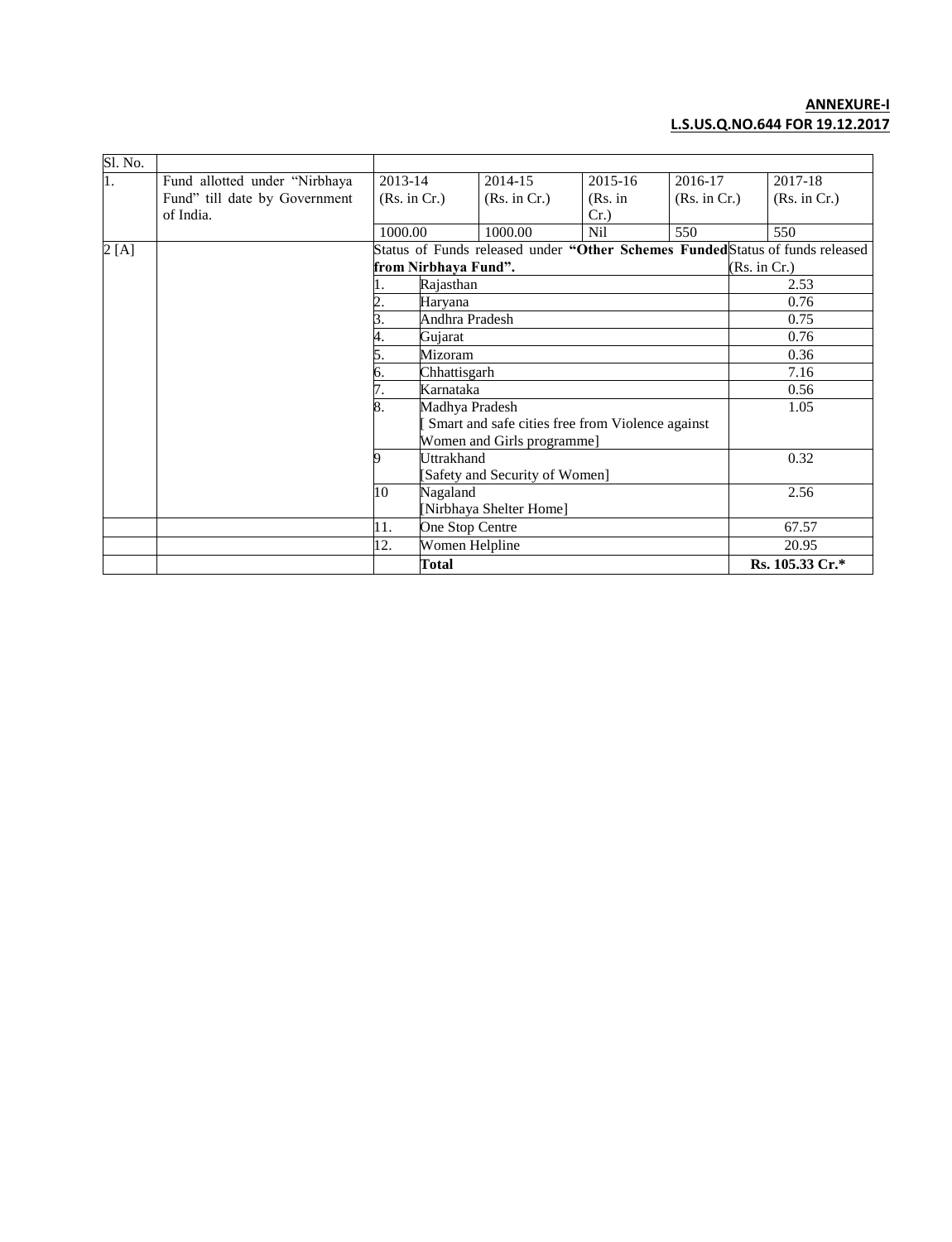**ANNEXURE-I**

**L.S.US.Q.NO.644 FOR 19.12.2017**

| Sl. No. | | | | | | | |
|---|---|---|---|---|---|---|---|
| 1. | Fund allotted under "Nirbhaya Fund" till date by Government of India. | 2013-14 (Rs. in Cr.) | 2014-15 (Rs. in Cr.) | 2015-16 (Rs. in Cr.) | 2016-17 (Rs. in Cr.) | 2017-18 (Rs. in Cr.) | |
| | | 1000.00 | 1000.00 | Nil | 550 | 550 | |
| 2 [A] | | Status of Funds released under **"Other Schemes Funded from Nirbhaya Fund".** | | | | Status of funds released (Rs. in Cr.) | |
| | | 1. | Rajasthan | | | 2.53 | |
| | | 2. | Haryana | | | 0.76 | |
| | | 3. | Andhra Pradesh | | | 0.75 | |
| | | 4. | Gujarat | | | 0.76 | |
| | | 5. | Mizoram | | | 0.36 | |
| | | 6. | Chhattisgarh | | | 7.16 | |
| | | 7. | Karnataka | | | 0.56 | |
| | | 8. | Madhya Pradesh [ Smart and safe cities free from Violence against Women and Girls programme] | | | 1.05 | |
| | | 9 | Uttrakhand [Safety and Security of Women] | | | 0.32 | |
| | | 10 | Nagaland [Nirbhaya Shelter Home] | | | 2.56 | |
| | | 11. | One Stop Centre | | | 67.57 | |
| | | 12. | Women Helpline | | | 20.95 | |
| | | | **Total** | | | **Rs. 105.33 Cr.*** | |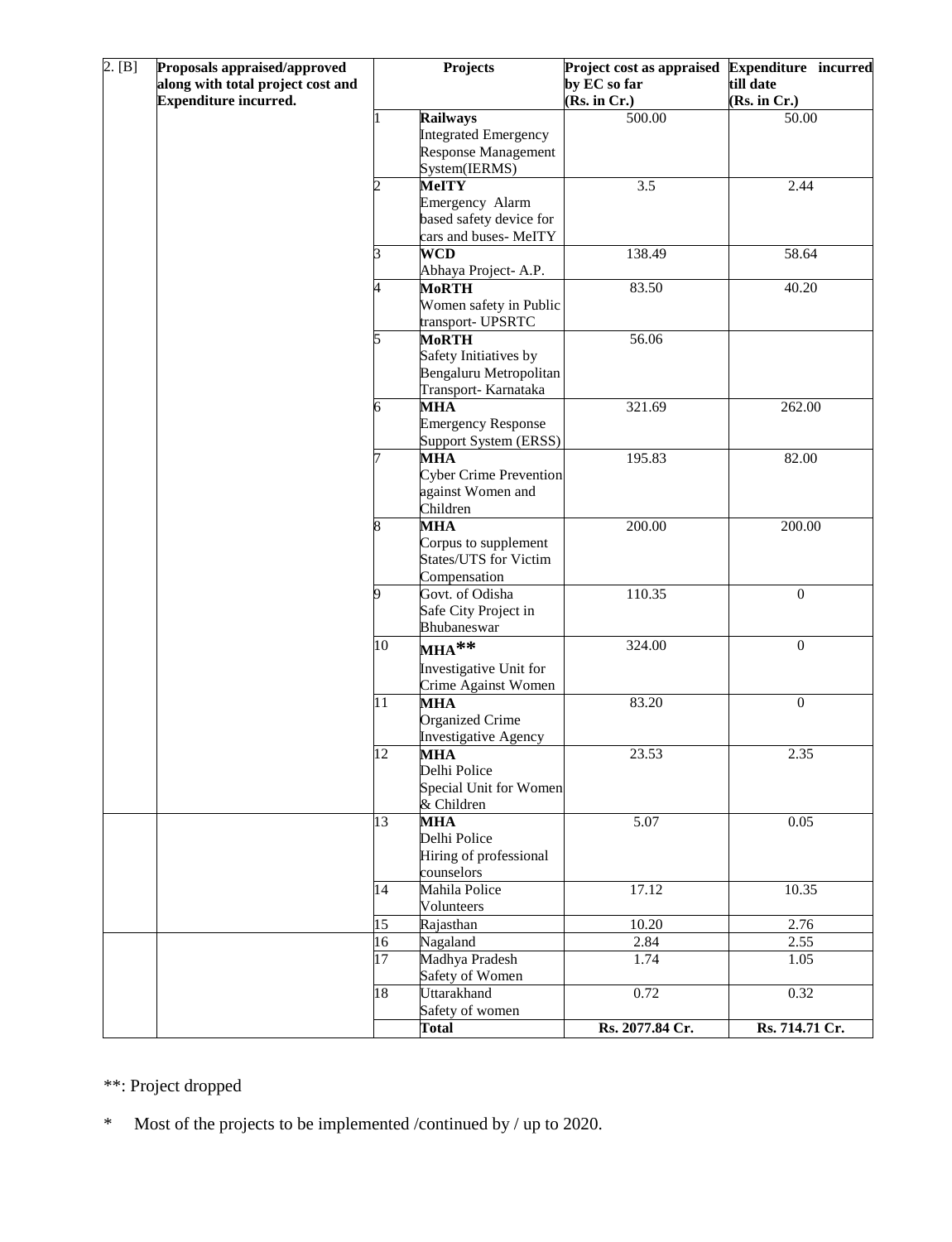| 2. [B] | Proposals appraised/approved along with total project cost and Expenditure incurred. | | Projects | Project cost as appraised by EC so far (Rs. in Cr.) | Expenditure incurred till date (Rs. in Cr.) |
|---|---|---|---|---|---|
| | | 1 | **Railways** Integrated Emergency Response Management System(IERMS) | 500.00 | 50.00 |
| | | 2 | **MeITY** Emergency Alarm based safety device for cars and buses- MeITY | 3.5 | 2.44 |
| | | 3 | **WCD** Abhaya Project- A.P. | 138.49 | 58.64 |
| | | 4 | **MoRTH** Women safety in Public transport- UPSRTC | 83.50 | 40.20 |
| | | 5 | **MoRTH** Safety Initiatives by Bengaluru Metropolitan Transport- Karnataka | 56.06 | |
| | | 6 | **MHA** Emergency Response Support System (ERSS) | 321.69 | 262.00 |
| | | 7 | **MHA** Cyber Crime Prevention against Women and Children | 195.83 | 82.00 |
| | | 8 | **MHA** Corpus to supplement States/UTS for Victim Compensation | 200.00 | 200.00 |
| | | 9 | Govt. of Odisha Safe City Project in Bhubaneswar | 110.35 | 0 |
| | | 10 | **MHA**** Investigative Unit for Crime Against Women | 324.00 | 0 |
| | | 11 | **MHA** Organized Crime Investigative Agency | 83.20 | 0 |
| | | 12 | **MHA** Delhi Police Special Unit for Women & Children | 23.53 | 2.35 |
| | | 13 | **MHA** Delhi Police Hiring of professional counselors | 5.07 | 0.05 |
| | | 14 | Mahila Police Volunteers | 17.12 | 10.35 |
| | | 15 | Rajasthan | 10.20 | 2.76 |
| | | 16 | Nagaland | 2.84 | 2.55 |
| | | 17 | Madhya Pradesh Safety of Women | 1.74 | 1.05 |
| | | 18 | Uttarakhand Safety of women | 0.72 | 0.32 |
| | | | **Total** | **Rs. 2077.84 Cr.** | **Rs. 714.71 Cr.** |

**: Project dropped

* Most of the projects to be implemented /continued by / up to 2020.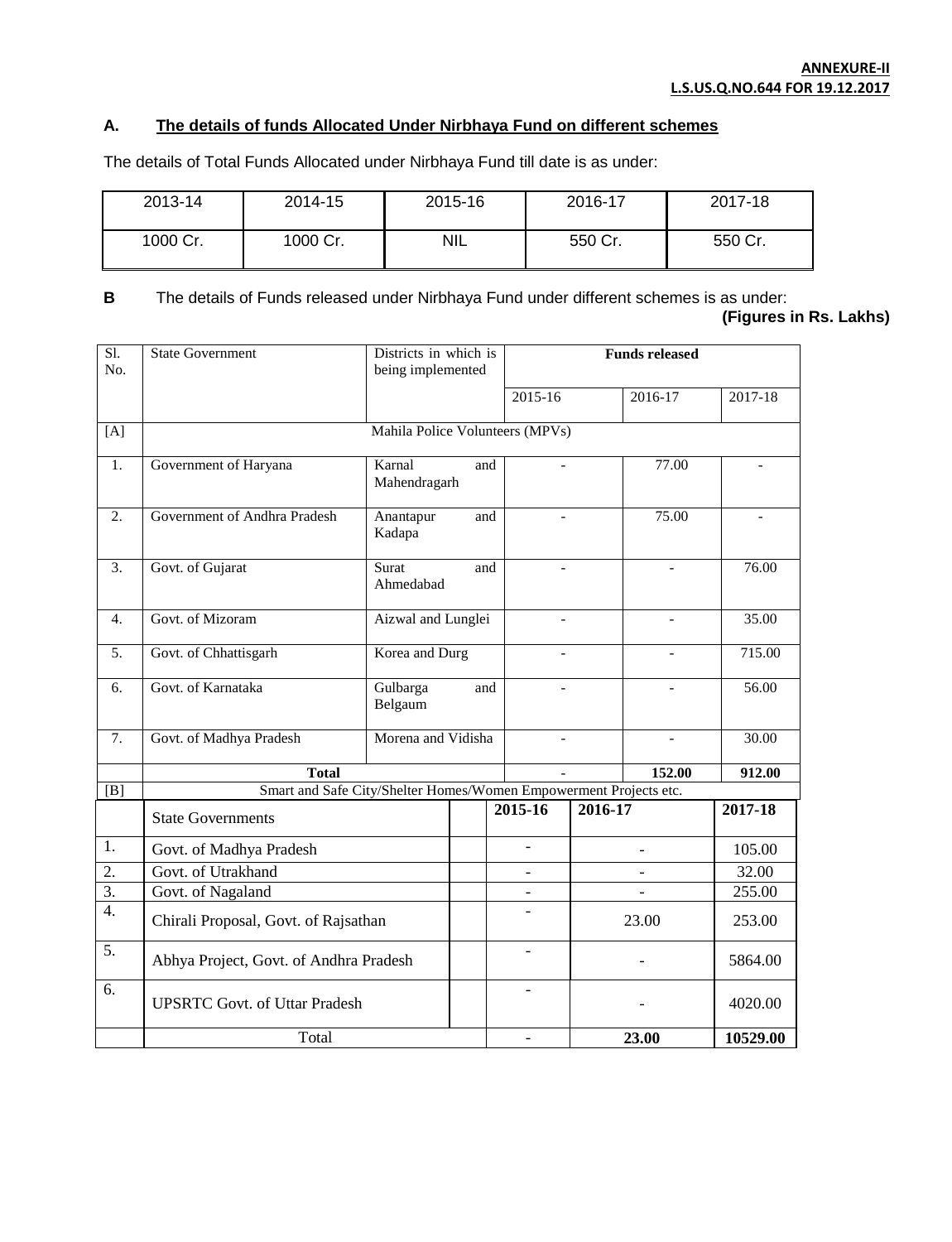**ANNEXURE-II**
**L.S.US.Q.NO.644 FOR 19.12.2017**

## A. The details of funds Allocated Under Nirbhaya Fund on different schemes

The details of Total Funds Allocated under Nirbhaya Fund till date is as under:

| 2013-14 | 2014-15 | 2015-16 | 2016-17 | 2017-18 |
|---|---|---|---|---|
| 1000 Cr. | 1000 Cr. | NIL | 550 Cr. | 550 Cr. |

**B** The details of Funds released under Nirbhaya Fund under different schemes is as under:

**(Figures in Rs. Lakhs)**

| Sl. No. | State Government | Districts in which is being implemented | Funds released | | |
|---|---|---|---|---|---|
| | | | 2015-16 | 2016-17 | 2017-18 |
| [A] | Mahila Police Volunteers (MPVs) | | | | |
| 1. | Government of Haryana | Karnal and Mahendragarh | - | 77.00 | - |
| 2. | Government of Andhra Pradesh | Anantapur and Kadapa | - | 75.00 | - |
| 3. | Govt. of Gujarat | Surat and Ahmedabad | - | - | 76.00 |
| 4. | Govt. of Mizoram | Aizwal and Lunglei | - | - | 35.00 |
| 5. | Govt. of Chhattisgarh | Korea and Durg | - | - | 715.00 |
| 6. | Govt. of Karnataka | Gulbarga and Belgaum | - | - | 56.00 |
| 7. | Govt. of Madhya Pradesh | Morena and Vidisha | - | - | 30.00 |
| | **Total** | | - | **152.00** | **912.00** |
| [B] | Smart and Safe City/Shelter Homes/Women Empowerment Projects etc. | | | | |
| | State Governments | | **2015-16** | **2016-17** | **2017-18** |
| 1. | Govt. of Madhya Pradesh | | - | - | 105.00 |
| 2. | Govt. of Utrakhand | | - | - | 32.00 |
| 3. | Govt. of Nagaland | | - | - | 255.00 |
| 4. | Chirali Proposal, Govt. of Rajsathan | | - | 23.00 | 253.00 |
| 5. | Abhya Project, Govt. of Andhra Pradesh | | - | - | 5864.00 |
| 6. | UPSRTC Govt. of Uttar Pradesh | | - | - | 4020.00 |
| | Total | | - | **23.00** | **10529.00** |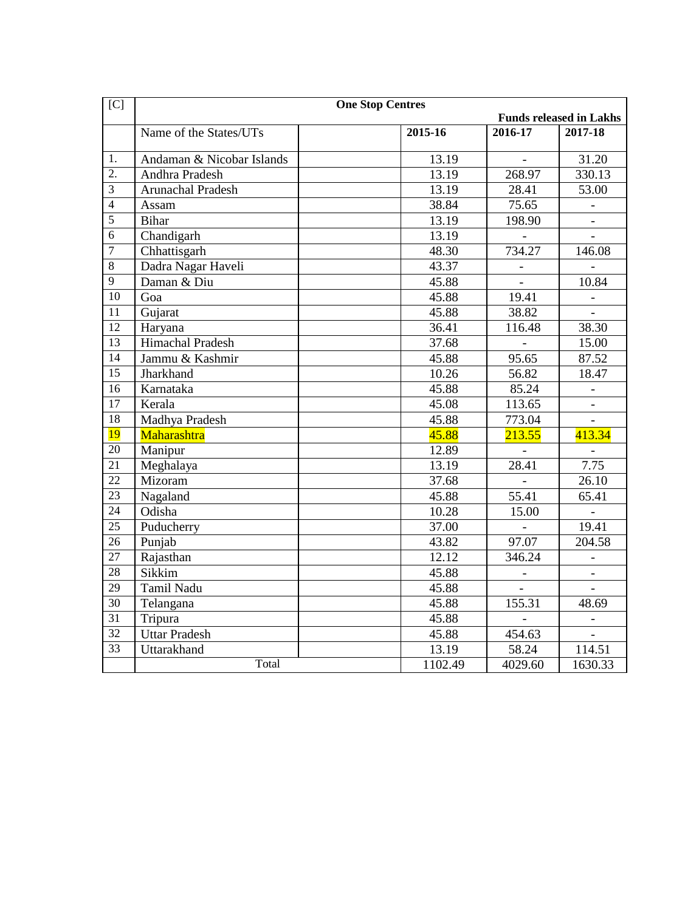| [C] | One Stop Centres | | | | |
|---|---|---|---|---|---|
| | | | | **Funds released in Lakhs** | |
| | Name of the States/UTs | | **2015-16** | **2016-17** | **2017-18** |
| 1. | Andaman & Nicobar Islands | | 13.19 | - | 31.20 |
| 2. | Andhra Pradesh | | 13.19 | 268.97 | 330.13 |
| 3 | Arunachal Pradesh | | 13.19 | 28.41 | 53.00 |
| 4 | Assam | | 38.84 | 75.65 | - |
| 5 | Bihar | | 13.19 | 198.90 | - |
| 6 | Chandigarh | | 13.19 | - | - |
| 7 | Chhattisgarh | | 48.30 | 734.27 | 146.08 |
| 8 | Dadra Nagar Haveli | | 43.37 | - | - |
| 9 | Daman & Diu | | 45.88 | - | 10.84 |
| 10 | Goa | | 45.88 | 19.41 | - |
| 11 | Gujarat | | 45.88 | 38.82 | - |
| 12 | Haryana | | 36.41 | 116.48 | 38.30 |
| 13 | Himachal Pradesh | | 37.68 | - | 15.00 |
| 14 | Jammu & Kashmir | | 45.88 | 95.65 | 87.52 |
| 15 | Jharkhand | | 10.26 | 56.82 | 18.47 |
| 16 | Karnataka | | 45.88 | 85.24 | - |
| 17 | Kerala | | 45.08 | 113.65 | - |
| 18 | Madhya Pradesh | | 45.88 | 773.04 | - |
| 19 | Maharashtra | | 45.88 | 213.55 | 413.34 |
| 20 | Manipur | | 12.89 | - | - |
| 21 | Meghalaya | | 13.19 | 28.41 | 7.75 |
| 22 | Mizoram | | 37.68 | - | 26.10 |
| 23 | Nagaland | | 45.88 | 55.41 | 65.41 |
| 24 | Odisha | | 10.28 | 15.00 | - |
| 25 | Puducherry | | 37.00 | - | 19.41 |
| 26 | Punjab | | 43.82 | 97.07 | 204.58 |
| 27 | Rajasthan | | 12.12 | 346.24 | - |
| 28 | Sikkim | | 45.88 | - | - |
| 29 | Tamil Nadu | | 45.88 | - | - |
| 30 | Telangana | | 45.88 | 155.31 | 48.69 |
| 31 | Tripura | | 45.88 | - | - |
| 32 | Uttar Pradesh | | 45.88 | 454.63 | - |
| 33 | Uttarakhand | | 13.19 | 58.24 | 114.51 |
| | Total | | 1102.49 | 4029.60 | 1630.33 |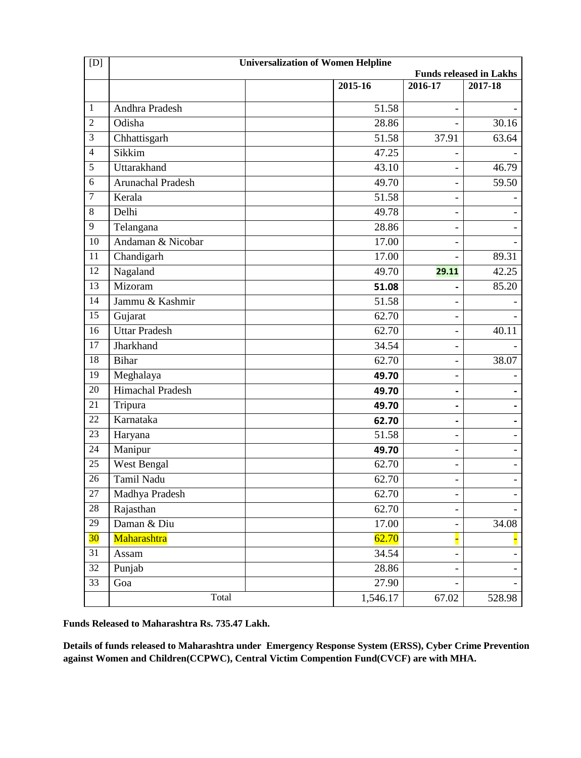| [D] | Universalization of Women Helpline | | | | |
|---|---|---|---|---|---|
| | | | | Funds released in Lakhs | |
| | | | 2015-16 | 2016-17 | 2017-18 |
| 1 | Andhra Pradesh | | 51.58 | - | - |
| 2 | Odisha | | 28.86 | - | 30.16 |
| 3 | Chhattisgarh | | 51.58 | 37.91 | 63.64 |
| 4 | Sikkim | | 47.25 | - | - |
| 5 | Uttarakhand | | 43.10 | - | 46.79 |
| 6 | Arunachal Pradesh | | 49.70 | - | 59.50 |
| 7 | Kerala | | 51.58 | - | - |
| 8 | Delhi | | 49.78 | - | - |
| 9 | Telangana | | 28.86 | - | - |
| 10 | Andaman & Nicobar | | 17.00 | - | - |
| 11 | Chandigarh | | 17.00 | - | 89.31 |
| 12 | Nagaland | | 49.70 | **29.11** | 42.25 |
| 13 | Mizoram | | **51.08** | **-** | 85.20 |
| 14 | Jammu & Kashmir | | 51.58 | - | - |
| 15 | Gujarat | | 62.70 | - | - |
| 16 | Uttar Pradesh | | 62.70 | - | 40.11 |
| 17 | Jharkhand | | 34.54 | - | - |
| 18 | Bihar | | 62.70 | - | 38.07 |
| 19 | Meghalaya | | **49.70** | - | - |
| 20 | Himachal Pradesh | | **49.70** | **-** | **-** |
| 21 | Tripura | | **49.70** | **-** | **-** |
| 22 | Karnataka | | **62.70** | **-** | **-** |
| 23 | Haryana | | 51.58 | - | - |
| 24 | Manipur | | **49.70** | - | - |
| 25 | West Bengal | | 62.70 | - | - |
| 26 | Tamil Nadu | | 62.70 | - | - |
| 27 | Madhya Pradesh | | 62.70 | - | - |
| 28 | Rajasthan | | 62.70 | - | - |
| 29 | Daman & Diu | | 17.00 | - | 34.08 |
| 30 | Maharashtra | | 62.70 | - | - |
| 31 | Assam | | 34.54 | - | - |
| 32 | Punjab | | 28.86 | - | - |
| 33 | Goa | | 27.90 | - | - |
| | Total | | 1,546.17 | 67.02 | 528.98 |

**Funds Released to Maharashtra Rs. 735.47 Lakh.**

**Details of funds released to Maharashtra under Emergency Response System (ERSS), Cyber Crime Prevention against Women and Children(CCPWC), Central Victim Compention Fund(CVCF) are with MHA.**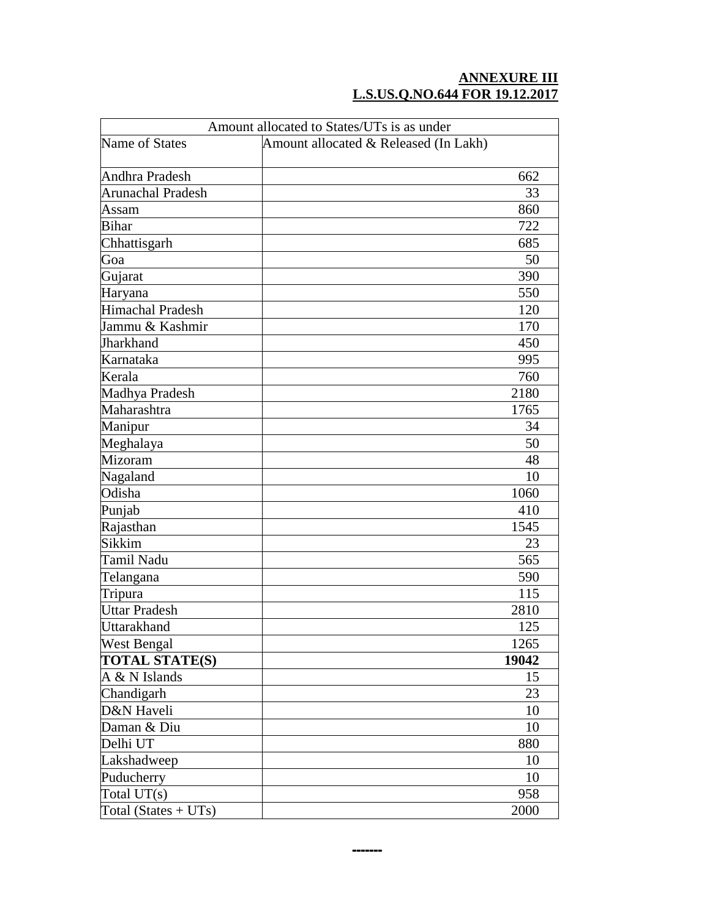**ANNEXURE III**
**L.S.US.Q.NO.644 FOR 19.12.2017**

| Amount allocated to States/UTs is as under | |
|---|---|
| Name of States | Amount allocated & Released (In Lakh) |
| Andhra Pradesh | 662 |
| Arunachal Pradesh | 33 |
| Assam | 860 |
| Bihar | 722 |
| Chhattisgarh | 685 |
| Goa | 50 |
| Gujarat | 390 |
| Haryana | 550 |
| Himachal Pradesh | 120 |
| Jammu & Kashmir | 170 |
| Jharkhand | 450 |
| Karnataka | 995 |
| Kerala | 760 |
| Madhya Pradesh | 2180 |
| Maharashtra | 1765 |
| Manipur | 34 |
| Meghalaya | 50 |
| Mizoram | 48 |
| Nagaland | 10 |
| Odisha | 1060 |
| Punjab | 410 |
| Rajasthan | 1545 |
| Sikkim | 23 |
| Tamil Nadu | 565 |
| Telangana | 590 |
| Tripura | 115 |
| Uttar Pradesh | 2810 |
| Uttarakhand | 125 |
| West Bengal | 1265 |
| **TOTAL STATE(S)** | **19042** |
| A & N Islands | 15 |
| Chandigarh | 23 |
| D&N Haveli | 10 |
| Daman & Diu | 10 |
| Delhi UT | 880 |
| Lakshadweep | 10 |
| Puducherry | 10 |
| Total UT(s) | 958 |
| Total (States + UTs) | 2000 |

-------